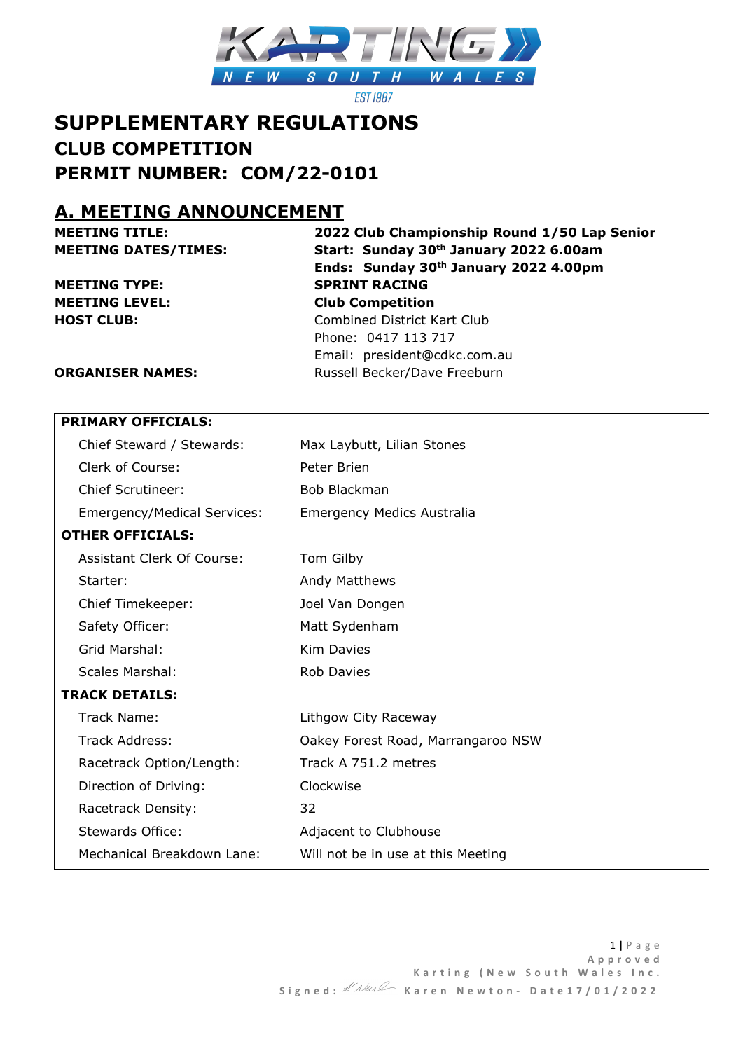# SUPPLEMENTARY REGULATIONS

## CLUB COMPETITION

## PERMIT NUMBER: COM/22-0101

## A. MEETING ANNOUNCEMENT

| | |
|---|---|
| **MEETING TITLE:** | **2022 Club Championship Round 1/50 Lap Senior** |
| **MEETING DATES/TIMES:** | **Start: Sunday 30th January 2022 6.00am** |
| | **Ends: Sunday 30th January 2022 4.00pm** |
| **MEETING TYPE:** | **SPRINT RACING** |
| **MEETING LEVEL:** | **Club Competition** |
| **HOST CLUB:** | Combined District Kart Club |
| | Phone: 0417 113 717 |
| | Email: president@cdkc.com.au |
| **ORGANISER NAMES:** | Russell Becker/Dave Freeburn |

| **PRIMARY OFFICIALS:** | |
|---|---|
| Chief Steward / Stewards: | Max Laybutt, Lilian Stones |
| Clerk of Course: | Peter Brien |
| Chief Scrutineer: | Bob Blackman |
| Emergency/Medical Services: | Emergency Medics Australia |
| **OTHER OFFICIALS:** | |
| Assistant Clerk Of Course: | Tom Gilby |
| Starter: | Andy Matthews |
| Chief Timekeeper: | Joel Van Dongen |
| Safety Officer: | Matt Sydenham |
| Grid Marshal: | Kim Davies |
| Scales Marshal: | Rob Davies |
| **TRACK DETAILS:** | |
| Track Name: | Lithgow City Raceway |
| Track Address: | Oakey Forest Road, Marrangaroo NSW |
| Racetrack Option/Length: | Track A 751.2 metres |
| Direction of Driving: | Clockwise |
| Racetrack Density: | 32 |
| Stewards Office: | Adjacent to Clubhouse |
| Mechanical Breakdown Lane: | Will not be in use at this Meeting |

Approved Karting (New South Wales Inc.
Signed: Karen Newton- Date17/01/2022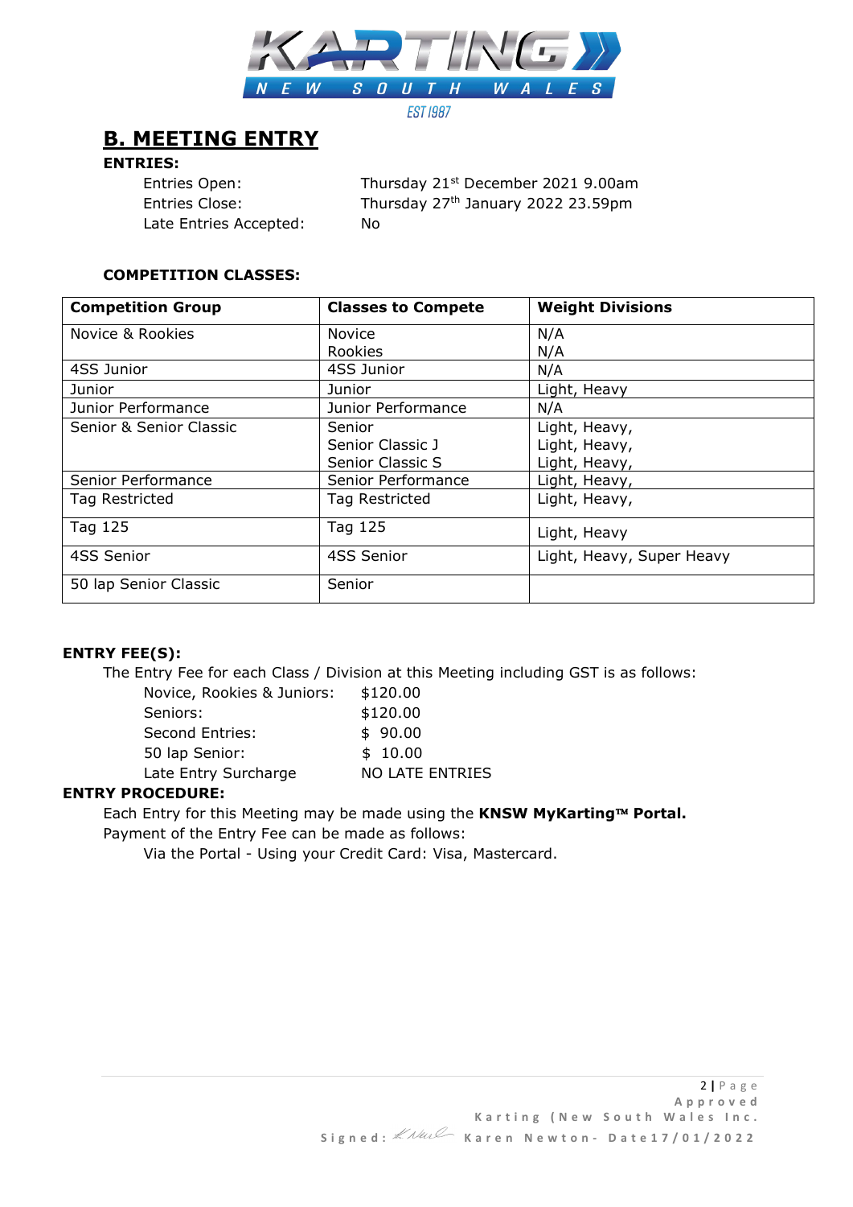## B. MEETING ENTRY

**ENTRIES:**

Entries Open: Thursday 21st December 2021 9.00am
Entries Close: Thursday 27th January 2022 23.59pm
Late Entries Accepted: No

**COMPETITION CLASSES:**

| Competition Group | Classes to Compete | Weight Divisions |
|---|---|---|
| Novice & Rookies | Novice<br>Rookies | N/A<br>N/A |
| 4SS Junior | 4SS Junior | N/A |
| Junior | Junior | Light, Heavy |
| Junior Performance | Junior Performance | N/A |
| Senior & Senior Classic | Senior<br>Senior Classic J<br>Senior Classic S | Light, Heavy,<br>Light, Heavy,<br>Light, Heavy, |
| Senior Performance | Senior Performance | Light, Heavy, |
| Tag Restricted | Tag Restricted | Light, Heavy, |
| Tag 125 | Tag 125 | Light, Heavy |
| 4SS Senior | 4SS Senior | Light, Heavy, Super Heavy |
| 50 lap Senior Classic | Senior | |

**ENTRY FEE(S):**

The Entry Fee for each Class / Division at this Meeting including GST is as follows:

Novice, Rookies & Juniors: $120.00
Seniors: $120.00
Second Entries: $ 90.00
50 lap Senior: $ 10.00
Late Entry Surcharge NO LATE ENTRIES

**ENTRY PROCEDURE:**

Each Entry for this Meeting may be made using the **KNSW MyKarting™ Portal.**
Payment of the Entry Fee can be made as follows:

Via the Portal - Using your Credit Card: Visa, Mastercard.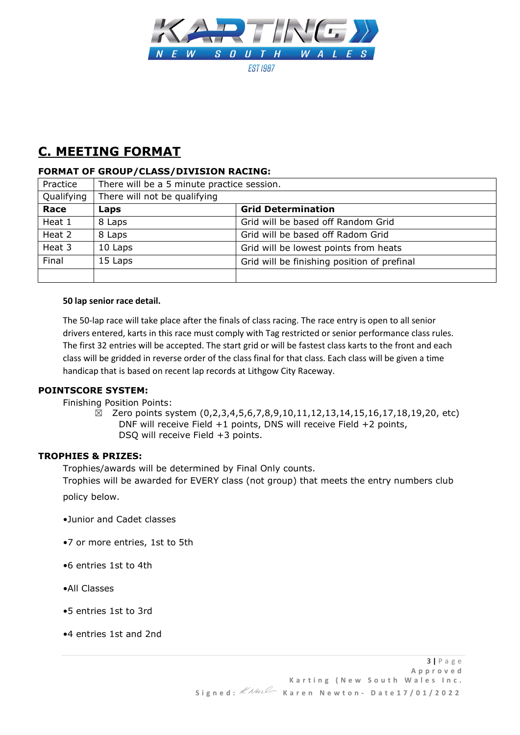## C. MEETING FORMAT

### FORMAT OF GROUP/CLASS/DIVISION RACING:

| Practice | There will be a 5 minute practice session. | |
|---|---|---|
| Qualifying | There will not be qualifying | |
| **Race** | **Laps** | **Grid Determination** |
| Heat 1 | 8 Laps | Grid will be based off Random Grid |
| Heat 2 | 8 Laps | Grid will be based off Radom Grid |
| Heat 3 | 10 Laps | Grid will be lowest points from heats |
| Final | 15 Laps | Grid will be finishing position of prefinal |
| | | |

**50 lap senior race detail.**

The 50-lap race will take place after the finals of class racing. The race entry is open to all senior drivers entered, karts in this race must comply with Tag restricted or senior performance class rules. The first 32 entries will be accepted. The start grid or will be fastest class karts to the front and each class will be gridded in reverse order of the class final for that class. Each class will be given a time handicap that is based on recent lap records at Lithgow City Raceway.

### POINTSCORE SYSTEM:

Finishing Position Points:

☒ Zero points system (0,2,3,4,5,6,7,8,9,10,11,12,13,14,15,16,17,18,19,20, etc)
DNF will receive Field +1 points, DNS will receive Field +2 points,
DSQ will receive Field +3 points.

### TROPHIES & PRIZES:

Trophies/awards will be determined by Final Only counts.

Trophies will be awarded for EVERY class (not group) that meets the entry numbers club policy below.

•Junior and Cadet classes

•7 or more entries, 1st to 5th

•6 entries 1st to 4th

•All Classes

•5 entries 1st to 3rd

•4 entries 1st and 2nd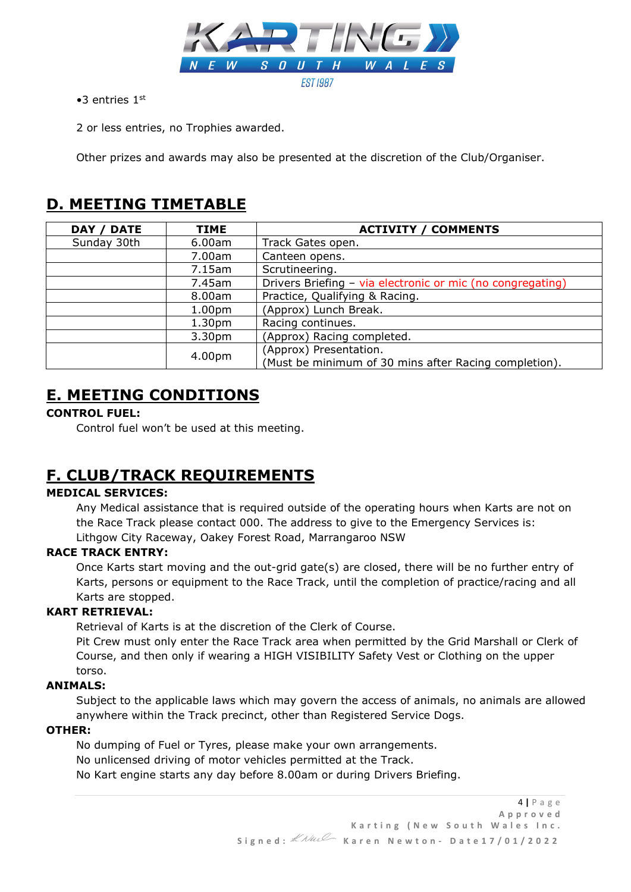•3 entries 1st

2 or less entries, no Trophies awarded.

Other prizes and awards may also be presented at the discretion of the Club/Organiser.

## D. MEETING TIMETABLE

| DAY / DATE | TIME | ACTIVITY / COMMENTS |
|---|---|---|
| Sunday 30th | 6.00am | Track Gates open. |
| | 7.00am | Canteen opens. |
| | 7.15am | Scrutineering. |
| | 7.45am | Drivers Briefing – via electronic or mic (no congregating) |
| | 8.00am | Practice, Qualifying & Racing. |
| | 1.00pm | (Approx) Lunch Break. |
| | 1.30pm | Racing continues. |
| | 3.30pm | (Approx) Racing completed. |
| | 4.00pm | (Approx) Presentation.<br>(Must be minimum of 30 mins after Racing completion). |

## E. MEETING CONDITIONS

**CONTROL FUEL:**

Control fuel won't be used at this meeting.

## F. CLUB/TRACK REQUIREMENTS

**MEDICAL SERVICES:**

Any Medical assistance that is required outside of the operating hours when Karts are not on the Race Track please contact 000. The address to give to the Emergency Services is: Lithgow City Raceway, Oakey Forest Road, Marrangaroo NSW

**RACE TRACK ENTRY:**

Once Karts start moving and the out-grid gate(s) are closed, there will be no further entry of Karts, persons or equipment to the Race Track, until the completion of practice/racing and all Karts are stopped.

**KART RETRIEVAL:**

Retrieval of Karts is at the discretion of the Clerk of Course.

Pit Crew must only enter the Race Track area when permitted by the Grid Marshall or Clerk of Course, and then only if wearing a HIGH VISIBILITY Safety Vest or Clothing on the upper torso.

**ANIMALS:**

Subject to the applicable laws which may govern the access of animals, no animals are allowed anywhere within the Track precinct, other than Registered Service Dogs.

**OTHER:**

No dumping of Fuel or Tyres, please make your own arrangements.

No unlicensed driving of motor vehicles permitted at the Track.

No Kart engine starts any day before 8.00am or during Drivers Briefing.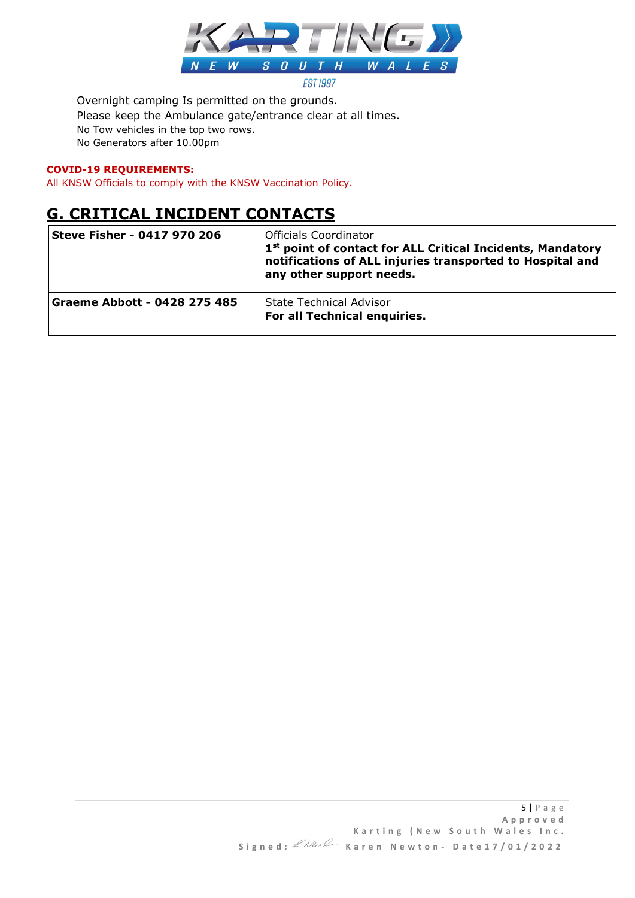Overnight camping Is permitted on the grounds.
Please keep the Ambulance gate/entrance clear at all times.
No Tow vehicles in the top two rows.
No Generators after 10.00pm

**COVID-19 REQUIREMENTS:**
All KNSW Officials to comply with the KNSW Vaccination Policy.

## G. CRITICAL INCIDENT CONTACTS

| | |
|---|---|
| **Steve Fisher - 0417 970 206** | Officials Coordinator **1st point of contact for ALL Critical Incidents, Mandatory notifications of ALL injuries transported to Hospital and any other support needs.** |
| **Graeme Abbott - 0428 275 485** | State Technical Advisor **For all Technical enquiries.** |

Approved
Karting (New South Wales Inc.
Signed: Karen Newton- Date17/01/2022